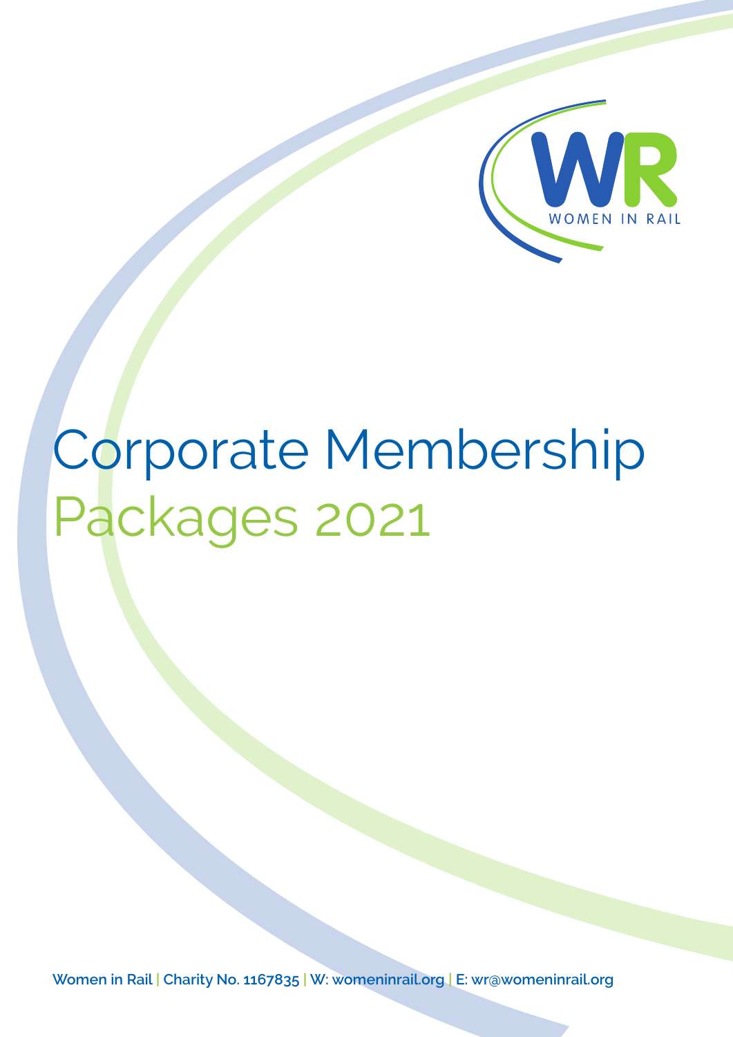WOMEN IN RAIL

# Corporate Membership Packages 2021

Women in Rail | Charity No. 1167835 | W: womeninrail.org | E: wr@womeninrail.org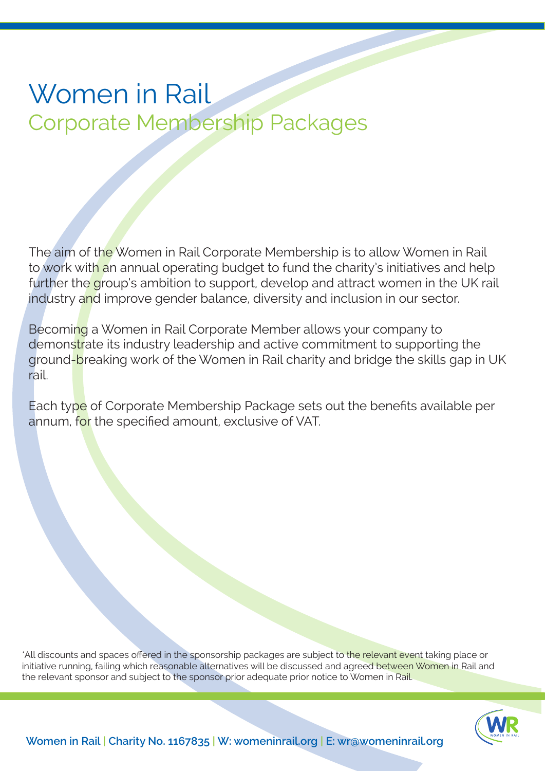# Women in Rail

## Corporate Membership Packages

The aim of the Women in Rail Corporate Membership is to allow Women in Rail to work with an annual operating budget to fund the charity's initiatives and help further the group's ambition to support, develop and attract women in the UK rail industry and improve gender balance, diversity and inclusion in our sector.

Becoming a Women in Rail Corporate Member allows your company to demonstrate its industry leadership and active commitment to supporting the ground-breaking work of the Women in Rail charity and bridge the skills gap in UK rail.

Each type of Corporate Membership Package sets out the benefits available per annum, for the specified amount, exclusive of VAT.

*All discounts and spaces offered in the sponsorship packages are subject to the relevant event taking place or initiative running, failing which reasonable alternatives will be discussed and agreed between Women in Rail and the relevant sponsor and subject to the sponsor prior adequate prior notice to Women in Rail.

**Women in Rail | Charity No. 1167835 | W: womeninrail.org | E: wr@womeninrail.org**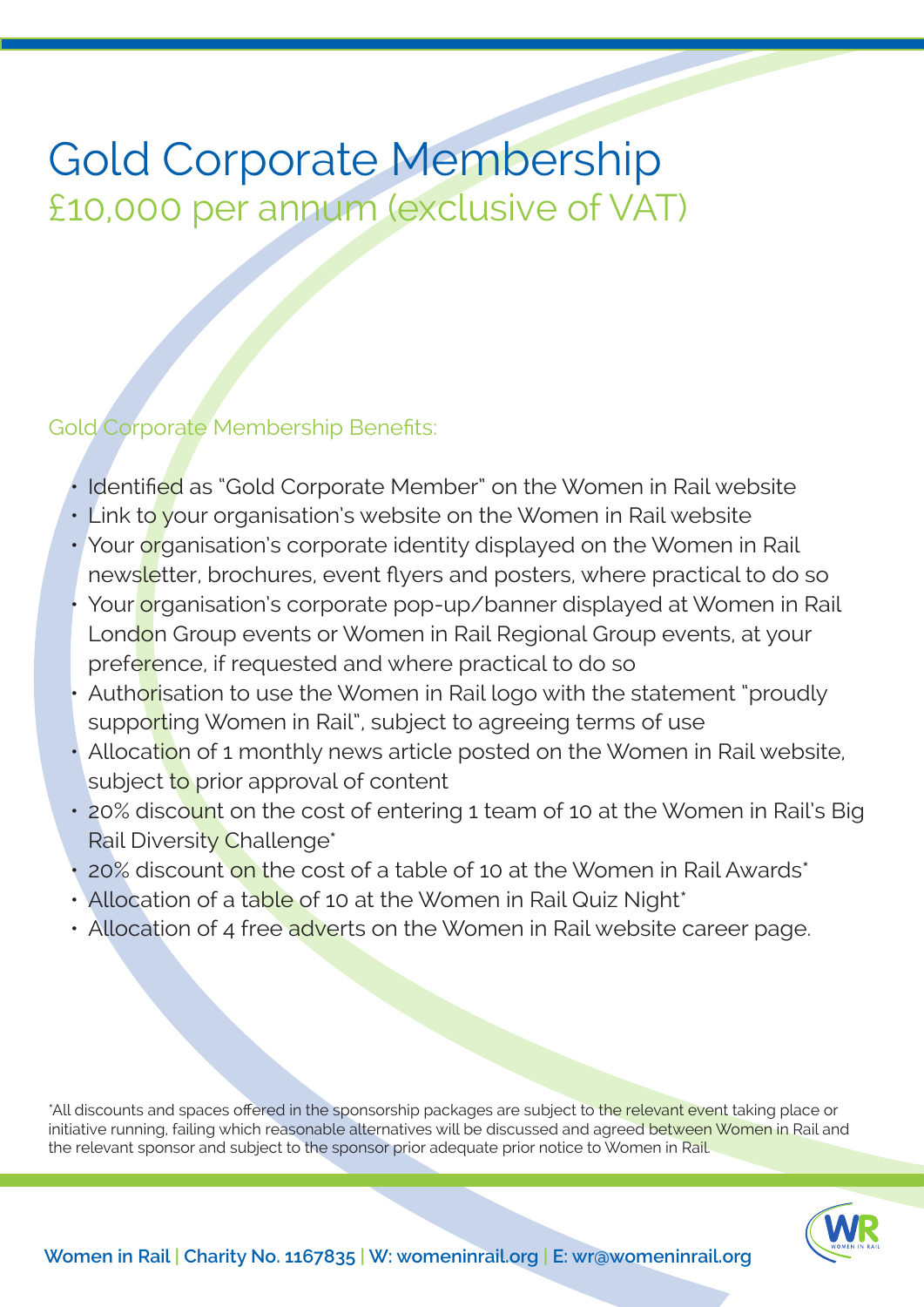# Gold Corporate Membership

## £10,000 per annum (exclusive of VAT)

Gold Corporate Membership Benefits:

- Identified as "Gold Corporate Member" on the Women in Rail website
- Link to your organisation's website on the Women in Rail website
- Your organisation's corporate identity displayed on the Women in Rail newsletter, brochures, event flyers and posters, where practical to do so
- Your organisation's corporate pop-up/banner displayed at Women in Rail London Group events or Women in Rail Regional Group events, at your preference, if requested and where practical to do so
- Authorisation to use the Women in Rail logo with the statement "proudly supporting Women in Rail", subject to agreeing terms of use
- Allocation of 1 monthly news article posted on the Women in Rail website, subject to prior approval of content
- 20% discount on the cost of entering 1 team of 10 at the Women in Rail's Big Rail Diversity Challenge*
- 20% discount on the cost of a table of 10 at the Women in Rail Awards*
- Allocation of a table of 10 at the Women in Rail Quiz Night*
- Allocation of 4 free adverts on the Women in Rail website career page.

*All discounts and spaces offered in the sponsorship packages are subject to the relevant event taking place or initiative running, failing which reasonable alternatives will be discussed and agreed between Women in Rail and the relevant sponsor and subject to the sponsor prior adequate prior notice to Women in Rail.

**Women in Rail | Charity No. 1167835 | W: womeninrail.org | E: wr@womeninrail.org**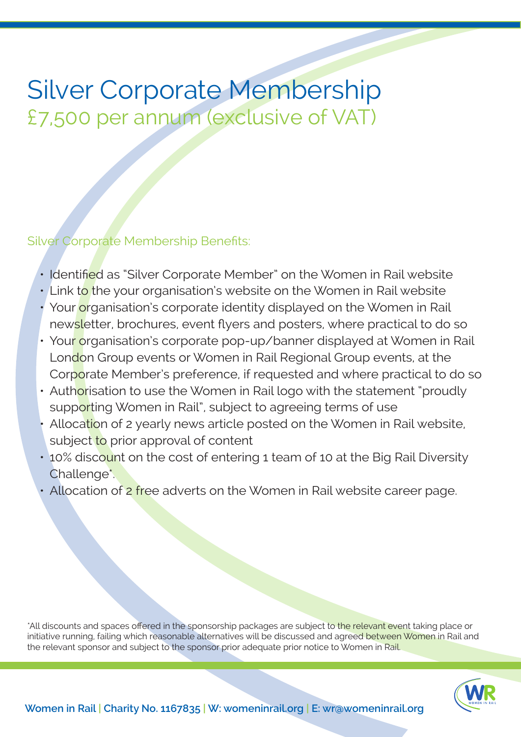# Silver Corporate Membership

## £7,500 per annum (exclusive of VAT)

Silver Corporate Membership Benefits:

- Identified as "Silver Corporate Member" on the Women in Rail website
- Link to the your organisation's website on the Women in Rail website
- Your organisation's corporate identity displayed on the Women in Rail newsletter, brochures, event flyers and posters, where practical to do so
- Your organisation's corporate pop-up/banner displayed at Women in Rail London Group events or Women in Rail Regional Group events, at the Corporate Member's preference, if requested and where practical to do so
- Authorisation to use the Women in Rail logo with the statement "proudly supporting Women in Rail", subject to agreeing terms of use
- Allocation of 2 yearly news article posted on the Women in Rail website, subject to prior approval of content
- 10% discount on the cost of entering 1 team of 10 at the Big Rail Diversity Challenge*.
- Allocation of 2 free adverts on the Women in Rail website career page.

*All discounts and spaces offered in the sponsorship packages are subject to the relevant event taking place or initiative running, failing which reasonable alternatives will be discussed and agreed between Women in Rail and the relevant sponsor and subject to the sponsor prior adequate prior notice to Women in Rail.

**Women in Rail | Charity No. 1167835 | W: womeninrail.org | E: wr@womeninrail.org**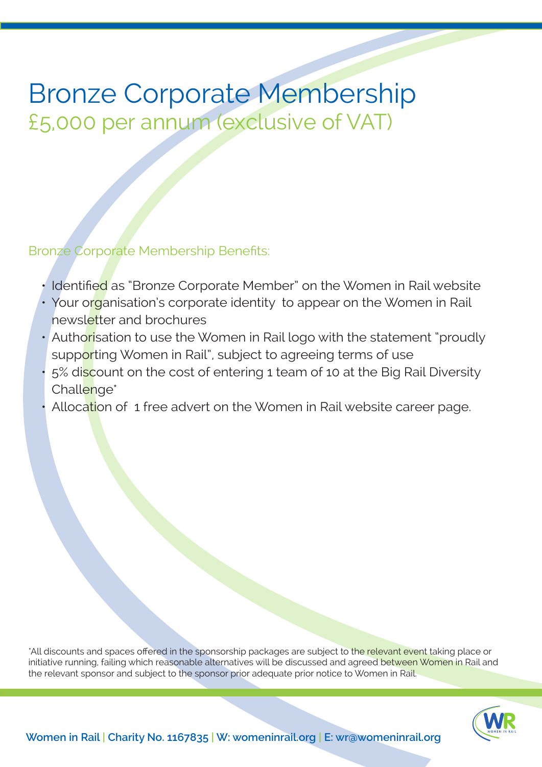# Bronze Corporate Membership

## £5,000 per annum (exclusive of VAT)

Bronze Corporate Membership Benefits:

- Identified as "Bronze Corporate Member" on the Women in Rail website
- Your organisation's corporate identity  to appear on the Women in Rail newsletter and brochures
- Authorisation to use the Women in Rail logo with the statement "proudly supporting Women in Rail", subject to agreeing terms of use
- 5% discount on the cost of entering 1 team of 10 at the Big Rail Diversity Challenge*
- Allocation of  1 free advert on the Women in Rail website career page.

*All discounts and spaces offered in the sponsorship packages are subject to the relevant event taking place or initiative running, failing which reasonable alternatives will be discussed and agreed between Women in Rail and the relevant sponsor and subject to the sponsor prior adequate prior notice to Women in Rail.

**Women in Rail | Charity No. 1167835 | W: womeninrail.org | E: wr@womeninrail.org**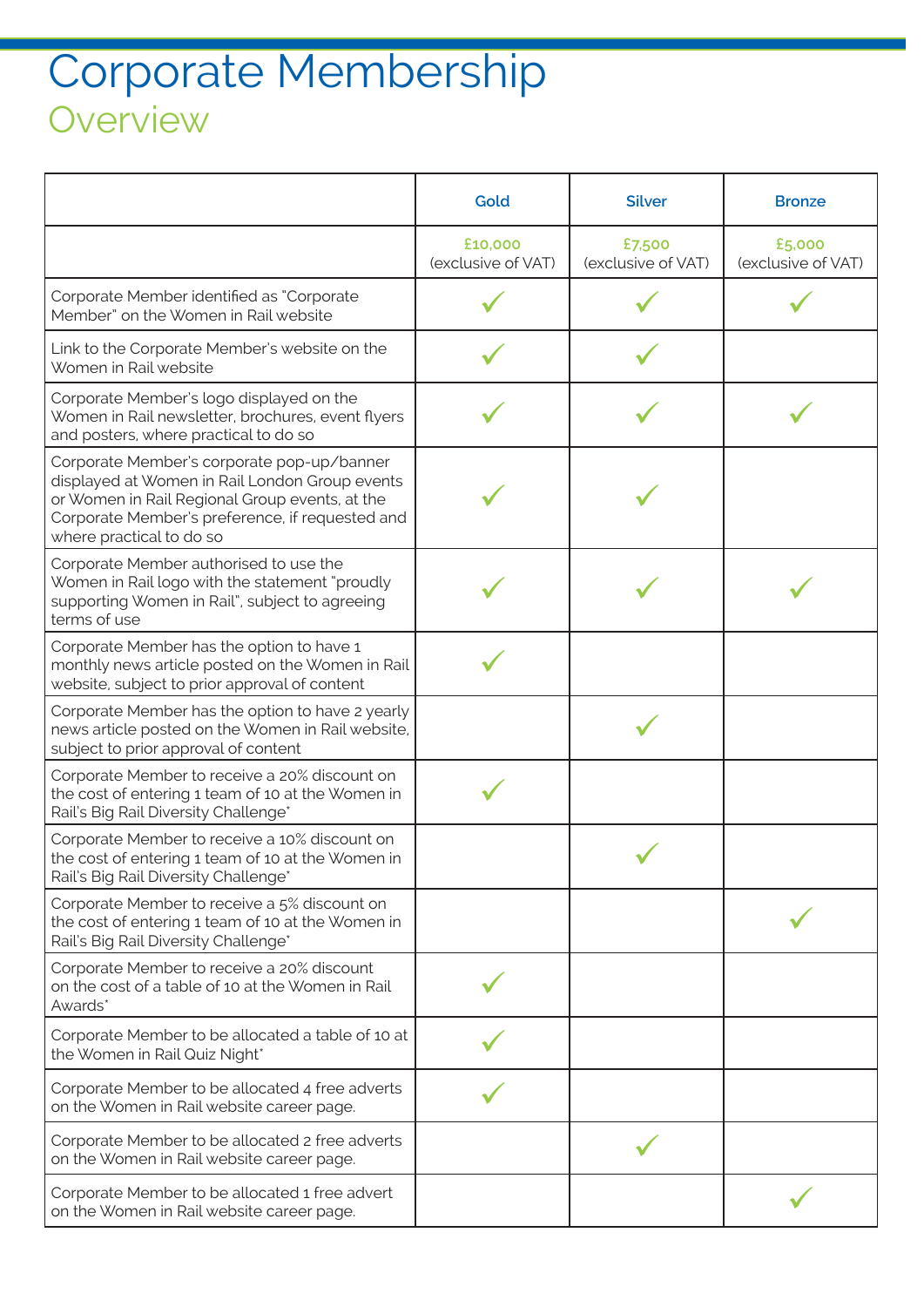# Corporate Membership

## Overview

| | Gold | Silver | Bronze |
|---|---|---|---|
| | £10,000 (exclusive of VAT) | £7,500 (exclusive of VAT) | £5,000 (exclusive of VAT) |
| Corporate Member identified as "Corporate Member" on the Women in Rail website | ✓ | ✓ | ✓ |
| Link to the Corporate Member's website on the Women in Rail website | ✓ | ✓ | |
| Corporate Member's logo displayed on the Women in Rail newsletter, brochures, event flyers and posters, where practical to do so | ✓ | ✓ | ✓ |
| Corporate Member's corporate pop-up/banner displayed at Women in Rail London Group events or Women in Rail Regional Group events, at the Corporate Member's preference, if requested and where practical to do so | ✓ | ✓ | |
| Corporate Member authorised to use the Women in Rail logo with the statement "proudly supporting Women in Rail", subject to agreeing terms of use | ✓ | ✓ | ✓ |
| Corporate Member has the option to have 1 monthly news article posted on the Women in Rail website, subject to prior approval of content | ✓ | | |
| Corporate Member has the option to have 2 yearly news article posted on the Women in Rail website, subject to prior approval of content | | ✓ | |
| Corporate Member to receive a 20% discount on the cost of entering 1 team of 10 at the Women in Rail's Big Rail Diversity Challenge* | ✓ | | |
| Corporate Member to receive a 10% discount on the cost of entering 1 team of 10 at the Women in Rail's Big Rail Diversity Challenge* | | ✓ | |
| Corporate Member to receive a 5% discount on the cost of entering 1 team of 10 at the Women in Rail's Big Rail Diversity Challenge* | | | ✓ |
| Corporate Member to receive a 20% discount on the cost of a table of 10 at the Women in Rail Awards* | ✓ | | |
| Corporate Member to be allocated a table of 10 at the Women in Rail Quiz Night* | ✓ | | |
| Corporate Member to be allocated 4 free adverts on the Women in Rail website career page. | ✓ | | |
| Corporate Member to be allocated 2 free adverts on the Women in Rail website career page. | | ✓ | |
| Corporate Member to be allocated 1 free advert on the Women in Rail website career page. | | | ✓ |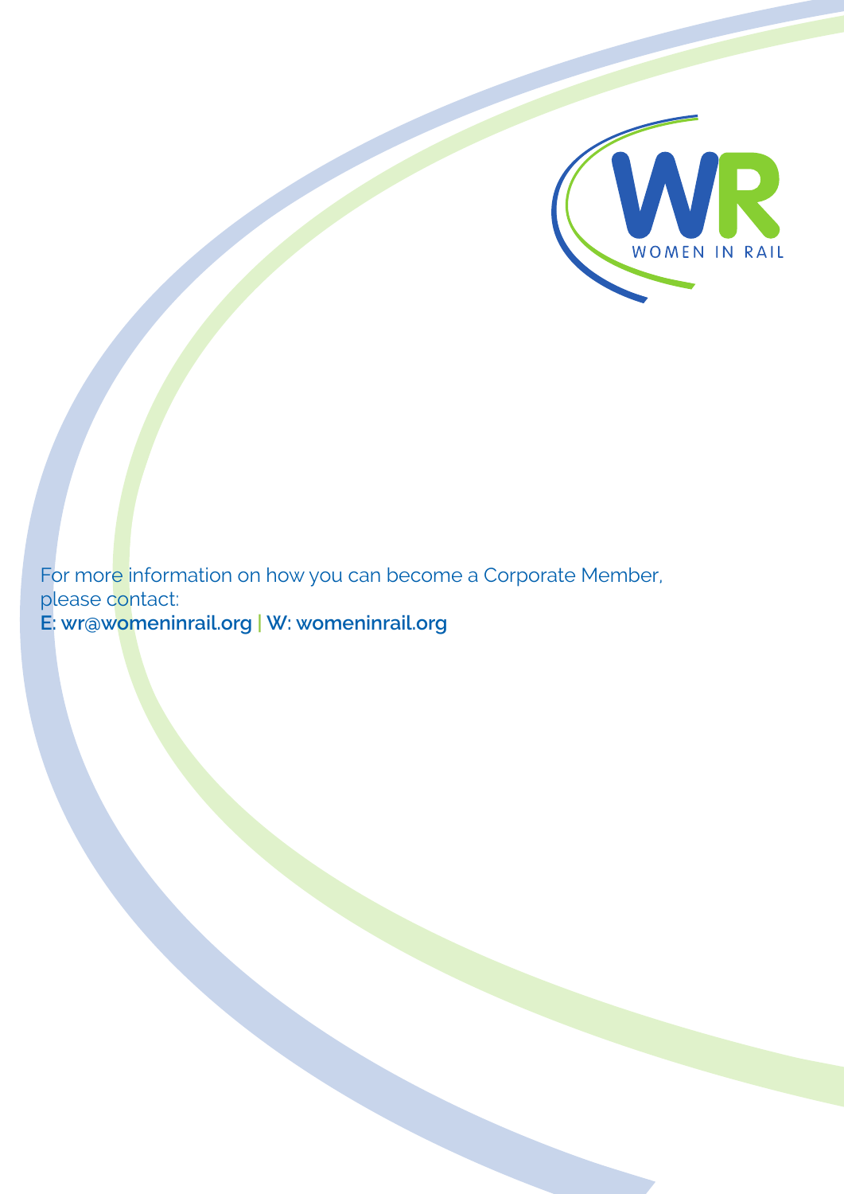WOMEN IN RAIL

For more information on how you can become a Corporate Member, please contact:

**E: wr@womeninrail.org | W: womeninrail.org**